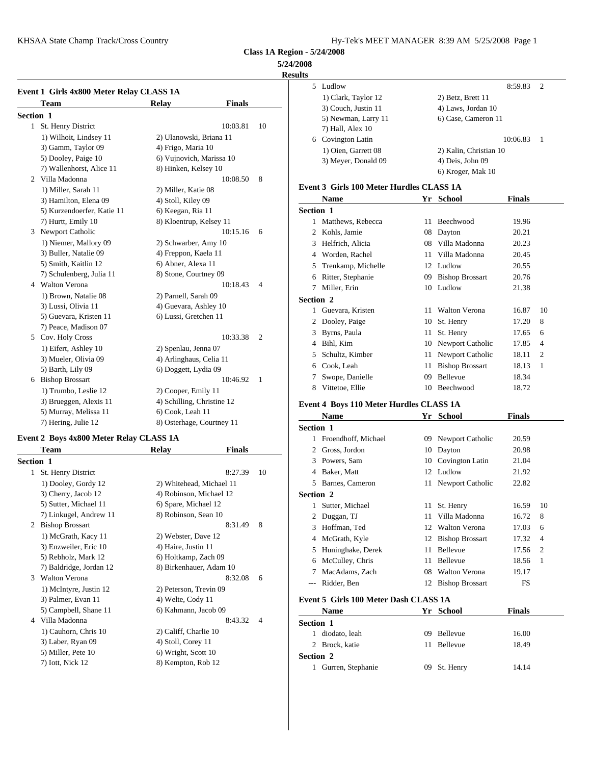**Class 1A Region - 5/24/2008**

**5/24/2008**

**Results**

### Event 1 Girls 4x800 Meter Relay CLASS 1A

| | Team | Relay | Finals | |
|---|---|---|---|---|
| **Section 1** | | | | |
| 1 | St. Henry District | | 10:03.81 | 10 |
| | 1) Wilhoit, Lindsey 11 | 2) Ulanowski, Briana 11 | | |
| | 3) Gamm, Taylor 09 | 4) Frigo, Maria 10 | | |
| | 5) Dooley, Paige 10 | 6) Vujnovich, Marissa 10 | | |
| | 7) Wallenhorst, Alice 11 | 8) Hinken, Kelsey 10 | | |
| 2 | Villa Madonna | | 10:08.50 | 8 |
| | 1) Miller, Sarah 11 | 2) Miller, Katie 08 | | |
| | 3) Hamilton, Elena 09 | 4) Stoll, Kiley 09 | | |
| | 5) Kurzendoerfer, Katie 11 | 6) Keegan, Ria 11 | | |
| | 7) Hurtt, Emily 10 | 8) Kloentrup, Kelsey 11 | | |
| 3 | Newport Catholic | | 10:15.16 | 6 |
| | 1) Niemer, Mallory 09 | 2) Schwarber, Amy 10 | | |
| | 3) Buller, Natalie 09 | 4) Freppon, Kaela 11 | | |
| | 5) Smith, Kaitlin 12 | 6) Abner, Alexa 11 | | |
| | 7) Schulenberg, Julia 11 | 8) Stone, Courtney 09 | | |
| 4 | Walton Verona | | 10:18.43 | 4 |
| | 1) Brown, Natalie 08 | 2) Parnell, Sarah 09 | | |
| | 3) Lussi, Olivia 11 | 4) Guevara, Ashley 10 | | |
| | 5) Guevara, Kristen 11 | 6) Lussi, Gretchen 11 | | |
| | 7) Peace, Madison 07 | | | |
| 5 | Cov. Holy Cross | | 10:33.38 | 2 |
| | 1) Eifert, Ashley 10 | 2) Spenlau, Jenna 07 | | |
| | 3) Mueler, Olivia 09 | 4) Arlinghaus, Celia 11 | | |
| | 5) Barth, Lily 09 | 6) Doggett, Lydia 09 | | |
| 6 | Bishop Brossart | | 10:46.92 | 1 |
| | 1) Trumbo, Leslie 12 | 2) Cooper, Emily 11 | | |
| | 3) Brueggen, Alexis 11 | 4) Schilling, Christine 12 | | |
| | 5) Murray, Melissa 11 | 6) Cook, Leah 11 | | |
| | 7) Hering, Julie 12 | 8) Osterhage, Courtney 11 | | |

### Event 2 Boys 4x800 Meter Relay CLASS 1A

| | Team | Relay | Finals | |
|---|---|---|---|---|
| **Section 1** | | | | |
| 1 | St. Henry District | | 8:27.39 | 10 |
| | 1) Dooley, Gordy 12 | 2) Whitehead, Michael 11 | | |
| | 3) Cherry, Jacob 12 | 4) Robinson, Michael 12 | | |
| | 5) Sutter, Michael 11 | 6) Spare, Michael 12 | | |
| | 7) Linkugel, Andrew 11 | 8) Robinson, Sean 10 | | |
| 2 | Bishop Brossart | | 8:31.49 | 8 |
| | 1) McGrath, Kacy 11 | 2) Webster, Dave 12 | | |
| | 3) Enzweiler, Eric 10 | 4) Haire, Justin 11 | | |
| | 5) Rebholz, Mark 12 | 6) Holtkamp, Zach 09 | | |
| | 7) Baldridge, Jordan 12 | 8) Birkenhauer, Adam 10 | | |
| 3 | Walton Verona | | 8:32.08 | 6 |
| | 1) McIntyre, Justin 12 | 2) Peterson, Trevin 09 | | |
| | 3) Palmer, Evan 11 | 4) Welte, Cody 11 | | |
| | 5) Campbell, Shane 11 | 6) Kahmann, Jacob 09 | | |
| 4 | Villa Madonna | | 8:43.32 | 4 |
| | 1) Cauhorn, Chris 10 | 2) Califf, Charlie 10 | | |
| | 3) Laber, Ryan 09 | 4) Stoll, Corey 11 | | |
| | 5) Miller, Pete 10 | 6) Wright, Scott 10 | | |
| | 7) Iott, Nick 12 | 8) Kempton, Rob 12 | | |
| 5 | Ludlow | | 8:59.83 | 2 |
| | 1) Clark, Taylor 12 | 2) Betz, Brett 11 | | |
| | 3) Couch, Justin 11 | 4) Laws, Jordan 10 | | |
| | 5) Newman, Larry 11 | 6) Case, Cameron 11 | | |
| | 7) Hall, Alex 10 | | | |
| 6 | Covington Latin | | 10:06.83 | 1 |
| | 1) Oien, Garrett 08 | 2) Kalin, Christian 10 | | |
| | 3) Meyer, Donald 09 | 4) Deis, John 09 | | |
| | | 6) Kroger, Mak 10 | | |

### Event 3 Girls 100 Meter Hurdles CLASS 1A

| | Name | Yr | School | Finals | |
|---|---|---|---|---|---|
| **Section 1** | | | | | |
| 1 | Matthews, Rebecca | 11 | Beechwood | 19.96 | |
| 2 | Kohls, Jamie | 08 | Dayton | 20.21 | |
| 3 | Helfrich, Alicia | 08 | Villa Madonna | 20.23 | |
| 4 | Worden, Rachel | 11 | Villa Madonna | 20.45 | |
| 5 | Trenkamp, Michelle | 12 | Ludlow | 20.55 | |
| 6 | Ritter, Stephanie | 09 | Bishop Brossart | 20.76 | |
| 7 | Miller, Erin | 10 | Ludlow | 21.38 | |
| **Section 2** | | | | | |
| 1 | Guevara, Kristen | 11 | Walton Verona | 16.87 | 10 |
| 2 | Dooley, Paige | 10 | St. Henry | 17.20 | 8 |
| 3 | Byrns, Paula | 11 | St. Henry | 17.65 | 6 |
| 4 | Bihl, Kim | 10 | Newport Catholic | 17.85 | 4 |
| 5 | Schultz, Kimber | 11 | Newport Catholic | 18.11 | 2 |
| 6 | Cook, Leah | 11 | Bishop Brossart | 18.13 | 1 |
| 7 | Swope, Danielle | 09 | Bellevue | 18.34 | |
| 8 | Vittetoe, Ellie | 10 | Beechwood | 18.72 | |

### Event 4 Boys 110 Meter Hurdles CLASS 1A

| | Name | Yr | School | Finals | |
|---|---|---|---|---|---|
| **Section 1** | | | | | |
| 1 | Froendhoff, Michael | 09 | Newport Catholic | 20.59 | |
| 2 | Gross, Jordon | 10 | Dayton | 20.98 | |
| 3 | Powers, Sam | 10 | Covington Latin | 21.04 | |
| 4 | Baker, Matt | 12 | Ludlow | 21.92 | |
| 5 | Barnes, Cameron | 11 | Newport Catholic | 22.82 | |
| **Section 2** | | | | | |
| 1 | Sutter, Michael | 11 | St. Henry | 16.59 | 10 |
| 2 | Duggan, TJ | 11 | Villa Madonna | 16.72 | 8 |
| 3 | Hoffman, Ted | 12 | Walton Verona | 17.03 | 6 |
| 4 | McGrath, Kyle | 12 | Bishop Brossart | 17.32 | 4 |
| 5 | Huninghake, Derek | 11 | Bellevue | 17.56 | 2 |
| 6 | McCulley, Chris | 11 | Bellevue | 18.56 | 1 |
| 7 | MacAdams, Zach | 08 | Walton Verona | 19.17 | |
| --- | Ridder, Ben | 12 | Bishop Brossart | FS | |

### Event 5 Girls 100 Meter Dash CLASS 1A

| | Name | Yr | School | Finals |
|---|---|---|---|---|
| **Section 1** | | | | |
| 1 | diodato, leah | 09 | Bellevue | 16.00 |
| 2 | Brock, katie | 11 | Bellevue | 18.49 |
| **Section 2** | | | | |
| 1 | Gurren, Stephanie | 09 | St. Henry | 14.14 |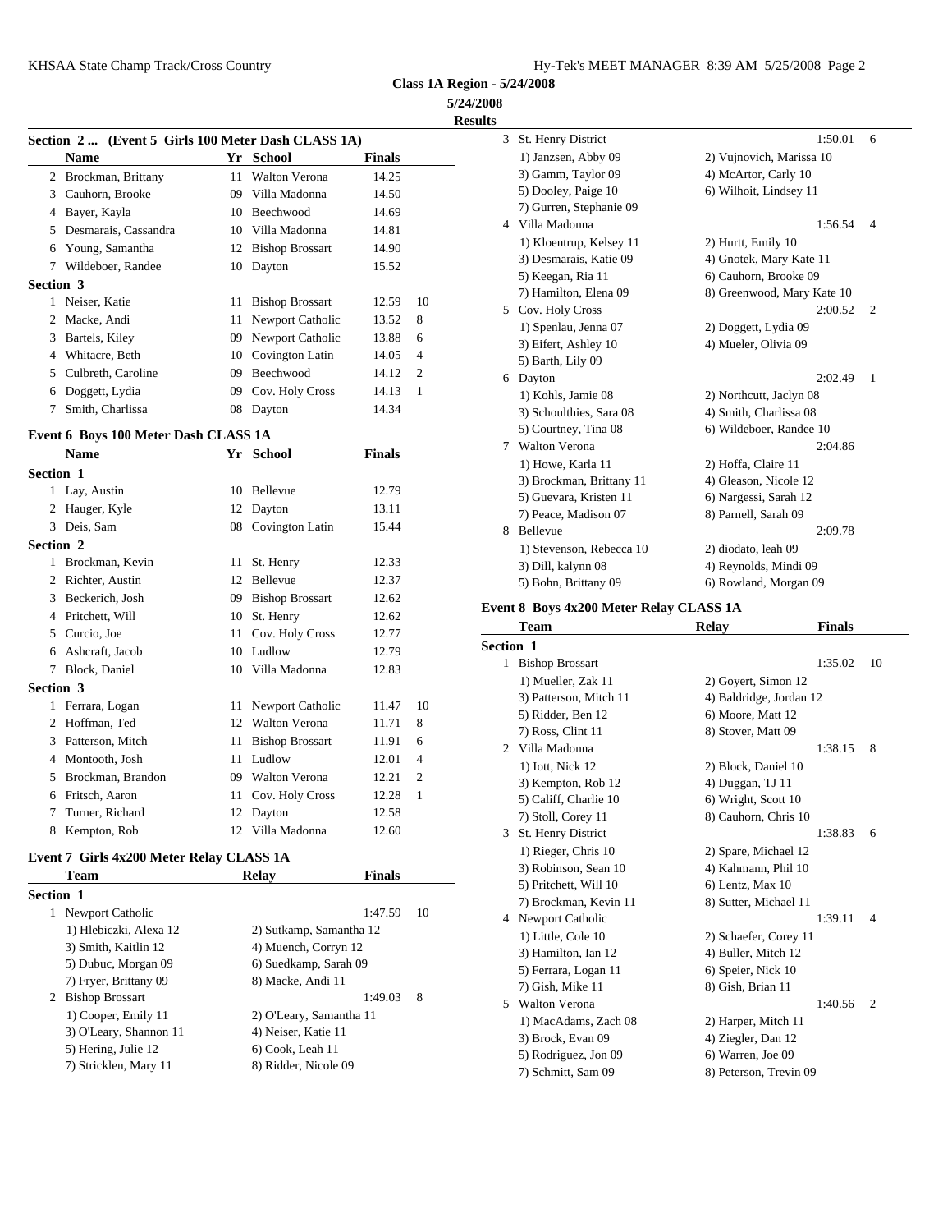**Class 1A Region - 5/24/2008**

**5/24/2008**

**Results**

### Section 2 ... (Event 5 Girls 100 Meter Dash CLASS 1A)

| | Name | Yr | School | Finals | |
|---|---|---|---|---|---|
| 2 | Brockman, Brittany | 11 | Walton Verona | 14.25 | |
| 3 | Cauhorn, Brooke | 09 | Villa Madonna | 14.50 | |
| 4 | Bayer, Kayla | 10 | Beechwood | 14.69 | |
| 5 | Desmarais, Cassandra | 10 | Villa Madonna | 14.81 | |
| 6 | Young, Samantha | 12 | Bishop Brossart | 14.90 | |
| 7 | Wildeboer, Randee | 10 | Dayton | 15.52 | |
| **Section 3** | | | | | |
| 1 | Neiser, Katie | 11 | Bishop Brossart | 12.59 | 10 |
| 2 | Macke, Andi | 11 | Newport Catholic | 13.52 | 8 |
| 3 | Bartels, Kiley | 09 | Newport Catholic | 13.88 | 6 |
| 4 | Whitacre, Beth | 10 | Covington Latin | 14.05 | 4 |
| 5 | Culbreth, Caroline | 09 | Beechwood | 14.12 | 2 |
| 6 | Doggett, Lydia | 09 | Cov. Holy Cross | 14.13 | 1 |
| 7 | Smith, Charlissa | 08 | Dayton | 14.34 | |

### Event 6 Boys 100 Meter Dash CLASS 1A

| | Name | Yr | School | Finals | |
|---|---|---|---|---|---|
| **Section 1** | | | | | |
| 1 | Lay, Austin | 10 | Bellevue | 12.79 | |
| 2 | Hauger, Kyle | 12 | Dayton | 13.11 | |
| 3 | Deis, Sam | 08 | Covington Latin | 15.44 | |
| **Section 2** | | | | | |
| 1 | Brockman, Kevin | 11 | St. Henry | 12.33 | |
| 2 | Richter, Austin | 12 | Bellevue | 12.37 | |
| 3 | Beckerich, Josh | 09 | Bishop Brossart | 12.62 | |
| 4 | Pritchett, Will | 10 | St. Henry | 12.62 | |
| 5 | Curcio, Joe | 11 | Cov. Holy Cross | 12.77 | |
| 6 | Ashcraft, Jacob | 10 | Ludlow | 12.79 | |
| 7 | Block, Daniel | 10 | Villa Madonna | 12.83 | |
| **Section 3** | | | | | |
| 1 | Ferrara, Logan | 11 | Newport Catholic | 11.47 | 10 |
| 2 | Hoffman, Ted | 12 | Walton Verona | 11.71 | 8 |
| 3 | Patterson, Mitch | 11 | Bishop Brossart | 11.91 | 6 |
| 4 | Montooth, Josh | 11 | Ludlow | 12.01 | 4 |
| 5 | Brockman, Brandon | 09 | Walton Verona | 12.21 | 2 |
| 6 | Fritsch, Aaron | 11 | Cov. Holy Cross | 12.28 | 1 |
| 7 | Turner, Richard | 12 | Dayton | 12.58 | |
| 8 | Kempton, Rob | 12 | Villa Madonna | 12.60 | |

### Event 7 Girls 4x200 Meter Relay CLASS 1A

| | Team | Relay | Finals | |
|---|---|---|---|---|
| **Section 1** | | | | |
| 1 | Newport Catholic | | 1:47.59 | 10 |
| | 1) Hlebiczki, Alexa 12 | 2) Sutkamp, Samantha 12 | | |
| | 3) Smith, Kaitlin 12 | 4) Muench, Corryn 12 | | |
| | 5) Dubuc, Morgan 09 | 6) Suedkamp, Sarah 09 | | |
| | 7) Fryer, Brittany 09 | 8) Macke, Andi 11 | | |
| 2 | Bishop Brossart | | 1:49.03 | 8 |
| | 1) Cooper, Emily 11 | 2) O'Leary, Samantha 11 | | |
| | 3) O'Leary, Shannon 11 | 4) Neiser, Katie 11 | | |
| | 5) Hering, Julie 12 | 6) Cook, Leah 11 | | |
| | 7) Stricklen, Mary 11 | 8) Ridder, Nicole 09 | | |
| 3 | St. Henry District | | 1:50.01 | 6 |
| | 1) Janzsen, Abby 09 | 2) Vujnovich, Marissa 10 | | |
| | 3) Gamm, Taylor 09 | 4) McArtor, Carly 10 | | |
| | 5) Dooley, Paige 10 | 6) Wilhoit, Lindsey 11 | | |
| | 7) Gurren, Stephanie 09 | | | |
| 4 | Villa Madonna | | 1:56.54 | 4 |
| | 1) Kloentrup, Kelsey 11 | 2) Hurtt, Emily 10 | | |
| | 3) Desmarais, Katie 09 | 4) Gnotek, Mary Kate 11 | | |
| | 5) Keegan, Ria 11 | 6) Cauhorn, Brooke 09 | | |
| | 7) Hamilton, Elena 09 | 8) Greenwood, Mary Kate 10 | | |
| 5 | Cov. Holy Cross | | 2:00.52 | 2 |
| | 1) Spenlau, Jenna 07 | 2) Doggett, Lydia 09 | | |
| | 3) Eifert, Ashley 10 | 4) Mueler, Olivia 09 | | |
| | 5) Barth, Lily 09 | | | |
| 6 | Dayton | | 2:02.49 | 1 |
| | 1) Kohls, Jamie 08 | 2) Northcutt, Jaclyn 08 | | |
| | 3) Schoulthies, Sara 08 | 4) Smith, Charlissa 08 | | |
| | 5) Courtney, Tina 08 | 6) Wildeboer, Randee 10 | | |
| 7 | Walton Verona | | 2:04.86 | |
| | 1) Howe, Karla 11 | 2) Hoffa, Claire 11 | | |
| | 3) Brockman, Brittany 11 | 4) Gleason, Nicole 12 | | |
| | 5) Guevara, Kristen 11 | 6) Nargessi, Sarah 12 | | |
| | 7) Peace, Madison 07 | 8) Parnell, Sarah 09 | | |
| 8 | Bellevue | | 2:09.78 | |
| | 1) Stevenson, Rebecca 10 | 2) diodato, leah 09 | | |
| | 3) Dill, kalynn 08 | 4) Reynolds, Mindi 09 | | |
| | 5) Bohn, Brittany 09 | 6) Rowland, Morgan 09 | | |

### Event 8 Boys 4x200 Meter Relay CLASS 1A

| | Team | Relay | Finals | |
|---|---|---|---|---|
| **Section 1** | | | | |
| 1 | Bishop Brossart | | 1:35.02 | 10 |
| | 1) Mueller, Zak 11 | 2) Goyert, Simon 12 | | |
| | 3) Patterson, Mitch 11 | 4) Baldridge, Jordan 12 | | |
| | 5) Ridder, Ben 12 | 6) Moore, Matt 12 | | |
| | 7) Ross, Clint 11 | 8) Stover, Matt 09 | | |
| 2 | Villa Madonna | | 1:38.15 | 8 |
| | 1) Iott, Nick 12 | 2) Block, Daniel 10 | | |
| | 3) Kempton, Rob 12 | 4) Duggan, TJ 11 | | |
| | 5) Califf, Charlie 10 | 6) Wright, Scott 10 | | |
| | 7) Stoll, Corey 11 | 8) Cauhorn, Chris 10 | | |
| 3 | St. Henry District | | 1:38.83 | 6 |
| | 1) Rieger, Chris 10 | 2) Spare, Michael 12 | | |
| | 3) Robinson, Sean 10 | 4) Kahmann, Phil 10 | | |
| | 5) Pritchett, Will 10 | 6) Lentz, Max 10 | | |
| | 7) Brockman, Kevin 11 | 8) Sutter, Michael 11 | | |
| 4 | Newport Catholic | | 1:39.11 | 4 |
| | 1) Little, Cole 10 | 2) Schaefer, Corey 11 | | |
| | 3) Hamilton, Ian 12 | 4) Buller, Mitch 12 | | |
| | 5) Ferrara, Logan 11 | 6) Speier, Nick 10 | | |
| | 7) Gish, Mike 11 | 8) Gish, Brian 11 | | |
| 5 | Walton Verona | | 1:40.56 | 2 |
| | 1) MacAdams, Zach 08 | 2) Harper, Mitch 11 | | |
| | 3) Brock, Evan 09 | 4) Ziegler, Dan 12 | | |
| | 5) Rodriguez, Jon 09 | 6) Warren, Joe 09 | | |
| | 7) Schmitt, Sam 09 | 8) Peterson, Trevin 09 | | |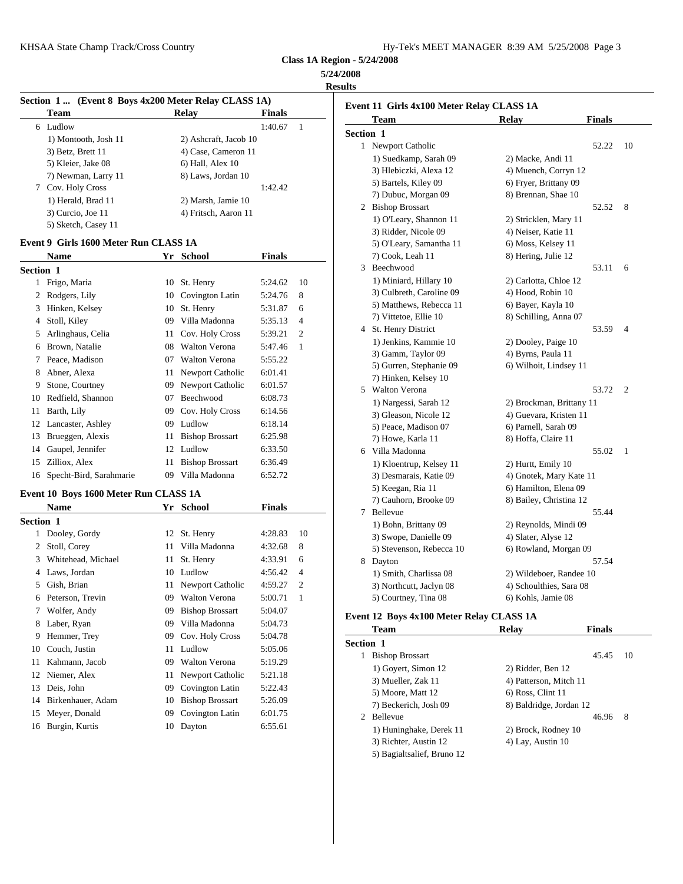**Class 1A Region - 5/24/2008**

**5/24/2008**

**Results**

### Section 1 ... (Event 8 Boys 4x200 Meter Relay CLASS 1A)

| | Team | Relay | Finals | |
|---|---|---|---|---|
| 6 | Ludlow | | 1:40.67 | 1 |
| | 1) Montooth, Josh 11 | 2) Ashcraft, Jacob 10 | | |
| | 3) Betz, Brett 11 | 4) Case, Cameron 11 | | |
| | 5) Kleier, Jake 08 | 6) Hall, Alex 10 | | |
| | 7) Newman, Larry 11 | 8) Laws, Jordan 10 | | |
| 7 | Cov. Holy Cross | | 1:42.42 | |
| | 1) Herald, Brad 11 | 2) Marsh, Jamie 10 | | |
| | 3) Curcio, Joe 11 | 4) Fritsch, Aaron 11 | | |
| | 5) Sketch, Casey 11 | | | |

### Event 9 Girls 1600 Meter Run CLASS 1A

**Section 1**

| | Name | Yr | School | Finals | |
|---|---|---|---|---|---|
| 1 | Frigo, Maria | 10 | St. Henry | 5:24.62 | 10 |
| 2 | Rodgers, Lily | 10 | Covington Latin | 5:24.76 | 8 |
| 3 | Hinken, Kelsey | 10 | St. Henry | 5:31.87 | 6 |
| 4 | Stoll, Kiley | 09 | Villa Madonna | 5:35.13 | 4 |
| 5 | Arlinghaus, Celia | 11 | Cov. Holy Cross | 5:39.21 | 2 |
| 6 | Brown, Natalie | 08 | Walton Verona | 5:47.46 | 1 |
| 7 | Peace, Madison | 07 | Walton Verona | 5:55.22 | |
| 8 | Abner, Alexa | 11 | Newport Catholic | 6:01.41 | |
| 9 | Stone, Courtney | 09 | Newport Catholic | 6:01.57 | |
| 10 | Redfield, Shannon | 07 | Beechwood | 6:08.73 | |
| 11 | Barth, Lily | 09 | Cov. Holy Cross | 6:14.56 | |
| 12 | Lancaster, Ashley | 09 | Ludlow | 6:18.14 | |
| 13 | Brueggen, Alexis | 11 | Bishop Brossart | 6:25.98 | |
| 14 | Gaupel, Jennifer | 12 | Ludlow | 6:33.50 | |
| 15 | Zilliox, Alex | 11 | Bishop Brossart | 6:36.49 | |
| 16 | Specht-Bird, Sarahmarie | 09 | Villa Madonna | 6:52.72 | |

### Event 10 Boys 1600 Meter Run CLASS 1A

**Section 1**

| | Name | Yr | School | Finals | |
|---|---|---|---|---|---|
| 1 | Dooley, Gordy | 12 | St. Henry | 4:28.83 | 10 |
| 2 | Stoll, Corey | 11 | Villa Madonna | 4:32.68 | 8 |
| 3 | Whitehead, Michael | 11 | St. Henry | 4:33.91 | 6 |
| 4 | Laws, Jordan | 10 | Ludlow | 4:56.42 | 4 |
| 5 | Gish, Brian | 11 | Newport Catholic | 4:59.27 | 2 |
| 6 | Peterson, Trevin | 09 | Walton Verona | 5:00.71 | 1 |
| 7 | Wolfer, Andy | 09 | Bishop Brossart | 5:04.07 | |
| 8 | Laber, Ryan | 09 | Villa Madonna | 5:04.73 | |
| 9 | Hemmer, Trey | 09 | Cov. Holy Cross | 5:04.78 | |
| 10 | Couch, Justin | 11 | Ludlow | 5:05.06 | |
| 11 | Kahmann, Jacob | 09 | Walton Verona | 5:19.29 | |
| 12 | Niemer, Alex | 11 | Newport Catholic | 5:21.18 | |
| 13 | Deis, John | 09 | Covington Latin | 5:22.43 | |
| 14 | Birkenhauer, Adam | 10 | Bishop Brossart | 5:26.09 | |
| 15 | Meyer, Donald | 09 | Covington Latin | 6:01.75 | |
| 16 | Burgin, Kurtis | 10 | Dayton | 6:55.61 | |

### Event 11 Girls 4x100 Meter Relay CLASS 1A

**Section 1**

| | Team | Relay | Finals | |
|---|---|---|---|---|
| 1 | Newport Catholic | | 52.22 | 10 |
| | 1) Suedkamp, Sarah 09 | 2) Macke, Andi 11 | | |
| | 3) Hlebiczki, Alexa 12 | 4) Muench, Corryn 12 | | |
| | 5) Bartels, Kiley 09 | 6) Fryer, Brittany 09 | | |
| | 7) Dubuc, Morgan 09 | 8) Brennan, Shae 10 | | |
| 2 | Bishop Brossart | | 52.52 | 8 |
| | 1) O'Leary, Shannon 11 | 2) Stricklen, Mary 11 | | |
| | 3) Ridder, Nicole 09 | 4) Neiser, Katie 11 | | |
| | 5) O'Leary, Samantha 11 | 6) Moss, Kelsey 11 | | |
| | 7) Cook, Leah 11 | 8) Hering, Julie 12 | | |
| 3 | Beechwood | | 53.11 | 6 |
| | 1) Miniard, Hillary 10 | 2) Carlotta, Chloe 12 | | |
| | 3) Culbreth, Caroline 09 | 4) Hood, Robin 10 | | |
| | 5) Matthews, Rebecca 11 | 6) Bayer, Kayla 10 | | |
| | 7) Vittetoe, Ellie 10 | 8) Schilling, Anna 07 | | |
| 4 | St. Henry District | | 53.59 | 4 |
| | 1) Jenkins, Kammie 10 | 2) Dooley, Paige 10 | | |
| | 3) Gamm, Taylor 09 | 4) Byrns, Paula 11 | | |
| | 5) Gurren, Stephanie 09 | 6) Wilhoit, Lindsey 11 | | |
| | 7) Hinken, Kelsey 10 | | | |
| 5 | Walton Verona | | 53.72 | 2 |
| | 1) Nargessi, Sarah 12 | 2) Brockman, Brittany 11 | | |
| | 3) Gleason, Nicole 12 | 4) Guevara, Kristen 11 | | |
| | 5) Peace, Madison 07 | 6) Parnell, Sarah 09 | | |
| | 7) Howe, Karla 11 | 8) Hoffa, Claire 11 | | |
| 6 | Villa Madonna | | 55.02 | 1 |
| | 1) Kloentrup, Kelsey 11 | 2) Hurtt, Emily 10 | | |
| | 3) Desmarais, Katie 09 | 4) Gnotek, Mary Kate 11 | | |
| | 5) Keegan, Ria 11 | 6) Hamilton, Elena 09 | | |
| | 7) Cauhorn, Brooke 09 | 8) Bailey, Christina 12 | | |
| 7 | Bellevue | | 55.44 | |
| | 1) Bohn, Brittany 09 | 2) Reynolds, Mindi 09 | | |
| | 3) Swope, Danielle 09 | 4) Slater, Alyse 12 | | |
| | 5) Stevenson, Rebecca 10 | 6) Rowland, Morgan 09 | | |
| 8 | Dayton | | 57.54 | |
| | 1) Smith, Charlissa 08 | 2) Wildeboer, Randee 10 | | |
| | 3) Northcutt, Jaclyn 08 | 4) Schoulthies, Sara 08 | | |
| | 5) Courtney, Tina 08 | 6) Kohls, Jamie 08 | | |

### Event 12 Boys 4x100 Meter Relay CLASS 1A

**Section 1**

| | Team | Relay | Finals | |
|---|---|---|---|---|
| 1 | Bishop Brossart | | 45.45 | 10 |
| | 1) Goyert, Simon 12 | 2) Ridder, Ben 12 | | |
| | 3) Mueller, Zak 11 | 4) Patterson, Mitch 11 | | |
| | 5) Moore, Matt 12 | 6) Ross, Clint 11 | | |
| | 7) Beckerich, Josh 09 | 8) Baldridge, Jordan 12 | | |
| 2 | Bellevue | | 46.96 | 8 |
| | 1) Huninghake, Derek 11 | 2) Brock, Rodney 10 | | |
| | 3) Richter, Austin 12 | 4) Lay, Austin 10 | | |
| | 5) Bagialtsalief, Bruno 12 | | | |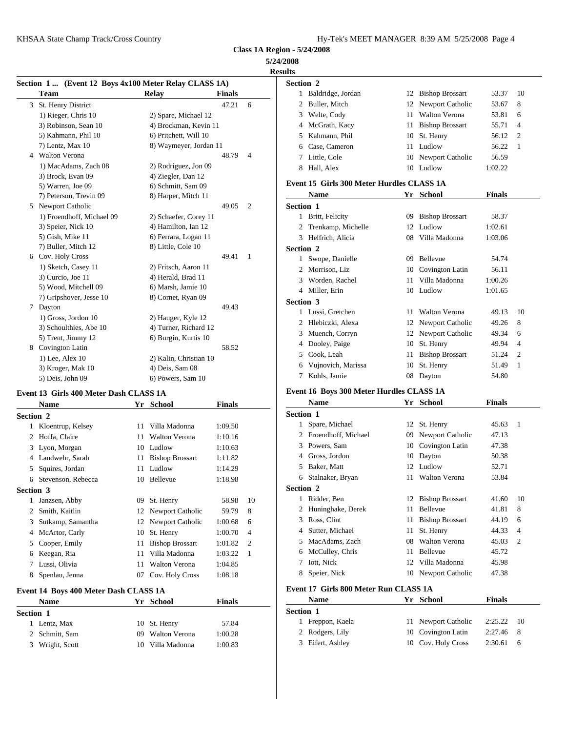**Class 1A Region - 5/24/2008**

**5/24/2008**

**Results**

### Section 1 ... (Event 12 Boys 4x100 Meter Relay CLASS 1A)

| | Team | Relay | Finals | Points |
|---|---|---|---|---|
| 3 | St. Henry District | | 47.21 | 6 |
| | 1) Rieger, Chris 10 | 2) Spare, Michael 12 | | |
| | 3) Robinson, Sean 10 | 4) Brockman, Kevin 11 | | |
| | 5) Kahmann, Phil 10 | 6) Pritchett, Will 10 | | |
| | 7) Lentz, Max 10 | 8) Waymeyer, Jordan 11 | | |
| 4 | Walton Verona | | 48.79 | 4 |
| | 1) MacAdams, Zach 08 | 2) Rodriguez, Jon 09 | | |
| | 3) Brock, Evan 09 | 4) Ziegler, Dan 12 | | |
| | 5) Warren, Joe 09 | 6) Schmitt, Sam 09 | | |
| | 7) Peterson, Trevin 09 | 8) Harper, Mitch 11 | | |
| 5 | Newport Catholic | | 49.05 | 2 |
| | 1) Froendhoff, Michael 09 | 2) Schaefer, Corey 11 | | |
| | 3) Speier, Nick 10 | 4) Hamilton, Ian 12 | | |
| | 5) Gish, Mike 11 | 6) Ferrara, Logan 11 | | |
| | 7) Buller, Mitch 12 | 8) Little, Cole 10 | | |
| 6 | Cov. Holy Cross | | 49.41 | 1 |
| | 1) Sketch, Casey 11 | 2) Fritsch, Aaron 11 | | |
| | 3) Curcio, Joe 11 | 4) Herald, Brad 11 | | |
| | 5) Wood, Mitchell 09 | 6) Marsh, Jamie 10 | | |
| | 7) Gripshover, Jesse 10 | 8) Cornet, Ryan 09 | | |
| 7 | Dayton | | 49.43 | |
| | 1) Gross, Jordon 10 | 2) Hauger, Kyle 12 | | |
| | 3) Schoulthies, Abe 10 | 4) Turner, Richard 12 | | |
| | 5) Trent, Jimmy 12 | 6) Burgin, Kurtis 10 | | |
| 8 | Covington Latin | | 58.52 | |
| | 1) Lee, Alex 10 | 2) Kalin, Christian 10 | | |
| | 3) Kroger, Mak 10 | 4) Deis, Sam 08 | | |
| | 5) Deis, John 09 | 6) Powers, Sam 10 | | |

### Event 13 Girls 400 Meter Dash CLASS 1A

| | Name | Yr | School | Finals | Points |
|---|---|---|---|---|---|
| **Section 2** | | | | | |
| 1 | Kloentrup, Kelsey | 11 | Villa Madonna | 1:09.50 | |
| 2 | Hoffa, Claire | 11 | Walton Verona | 1:10.16 | |
| 3 | Lyon, Morgan | 10 | Ludlow | 1:10.63 | |
| 4 | Landwehr, Sarah | 11 | Bishop Brossart | 1:11.82 | |
| 5 | Squires, Jordan | 11 | Ludlow | 1:14.29 | |
| 6 | Stevenson, Rebecca | 10 | Bellevue | 1:18.98 | |
| **Section 3** | | | | | |
| 1 | Janzsen, Abby | 09 | St. Henry | 58.98 | 10 |
| 2 | Smith, Kaitlin | 12 | Newport Catholic | 59.79 | 8 |
| 3 | Sutkamp, Samantha | 12 | Newport Catholic | 1:00.68 | 6 |
| 4 | McArtor, Carly | 10 | St. Henry | 1:00.70 | 4 |
| 5 | Cooper, Emily | 11 | Bishop Brossart | 1:01.82 | 2 |
| 6 | Keegan, Ria | 11 | Villa Madonna | 1:03.22 | 1 |
| 7 | Lussi, Olivia | 11 | Walton Verona | 1:04.85 | |
| 8 | Spenlau, Jenna | 07 | Cov. Holy Cross | 1:08.18 | |

### Event 14 Boys 400 Meter Dash CLASS 1A

| | Name | Yr | School | Finals | Points |
|---|---|---|---|---|---|
| **Section 1** | | | | | |
| 1 | Lentz, Max | 10 | St. Henry | 57.84 | |
| 2 | Schmitt, Sam | 09 | Walton Verona | 1:00.28 | |
| 3 | Wright, Scott | 10 | Villa Madonna | 1:00.83 | |
| **Section 2** | | | | | |
| 1 | Baldridge, Jordan | 12 | Bishop Brossart | 53.37 | 10 |
| 2 | Buller, Mitch | 12 | Newport Catholic | 53.67 | 8 |
| 3 | Welte, Cody | 11 | Walton Verona | 53.81 | 6 |
| 4 | McGrath, Kacy | 11 | Bishop Brossart | 55.71 | 4 |
| 5 | Kahmann, Phil | 10 | St. Henry | 56.12 | 2 |
| 6 | Case, Cameron | 11 | Ludlow | 56.22 | 1 |
| 7 | Little, Cole | 10 | Newport Catholic | 56.59 | |
| 8 | Hall, Alex | 10 | Ludlow | 1:02.22 | |

### Event 15 Girls 300 Meter Hurdles CLASS 1A

| | Name | Yr | School | Finals | Points |
|---|---|---|---|---|---|
| **Section 1** | | | | | |
| 1 | Britt, Felicity | 09 | Bishop Brossart | 58.37 | |
| 2 | Trenkamp, Michelle | 12 | Ludlow | 1:02.61 | |
| 3 | Helfrich, Alicia | 08 | Villa Madonna | 1:03.06 | |
| **Section 2** | | | | | |
| 1 | Swope, Danielle | 09 | Bellevue | 54.74 | |
| 2 | Morrison, Liz | 10 | Covington Latin | 56.11 | |
| 3 | Worden, Rachel | 11 | Villa Madonna | 1:00.26 | |
| 4 | Miller, Erin | 10 | Ludlow | 1:01.65 | |
| **Section 3** | | | | | |
| 1 | Lussi, Gretchen | 11 | Walton Verona | 49.13 | 10 |
| 2 | Hlebiczki, Alexa | 12 | Newport Catholic | 49.26 | 8 |
| 3 | Muench, Corryn | 12 | Newport Catholic | 49.34 | 6 |
| 4 | Dooley, Paige | 10 | St. Henry | 49.94 | 4 |
| 5 | Cook, Leah | 11 | Bishop Brossart | 51.24 | 2 |
| 6 | Vujnovich, Marissa | 10 | St. Henry | 51.49 | 1 |
| 7 | Kohls, Jamie | 08 | Dayton | 54.80 | |

### Event 16 Boys 300 Meter Hurdles CLASS 1A

| | Name | Yr | School | Finals | Points |
|---|---|---|---|---|---|
| **Section 1** | | | | | |
| 1 | Spare, Michael | 12 | St. Henry | 45.63 | 1 |
| 2 | Froendhoff, Michael | 09 | Newport Catholic | 47.13 | |
| 3 | Powers, Sam | 10 | Covington Latin | 47.38 | |
| 4 | Gross, Jordon | 10 | Dayton | 50.38 | |
| 5 | Baker, Matt | 12 | Ludlow | 52.71 | |
| 6 | Stalnaker, Bryan | 11 | Walton Verona | 53.84 | |
| **Section 2** | | | | | |
| 1 | Ridder, Ben | 12 | Bishop Brossart | 41.60 | 10 |
| 2 | Huninghake, Derek | 11 | Bellevue | 41.81 | 8 |
| 3 | Ross, Clint | 11 | Bishop Brossart | 44.19 | 6 |
| 4 | Sutter, Michael | 11 | St. Henry | 44.33 | 4 |
| 5 | MacAdams, Zach | 08 | Walton Verona | 45.03 | 2 |
| 6 | McCulley, Chris | 11 | Bellevue | 45.72 | |
| 7 | Iott, Nick | 12 | Villa Madonna | 45.98 | |
| 8 | Speier, Nick | 10 | Newport Catholic | 47.38 | |

### Event 17 Girls 800 Meter Run CLASS 1A

| | Name | Yr | School | Finals | Points |
|---|---|---|---|---|---|
| **Section 1** | | | | | |
| 1 | Freppon, Kaela | 11 | Newport Catholic | 2:25.22 | 10 |
| 2 | Rodgers, Lily | 10 | Covington Latin | 2:27.46 | 8 |
| 3 | Eifert, Ashley | 10 | Cov. Holy Cross | 2:30.61 | 6 |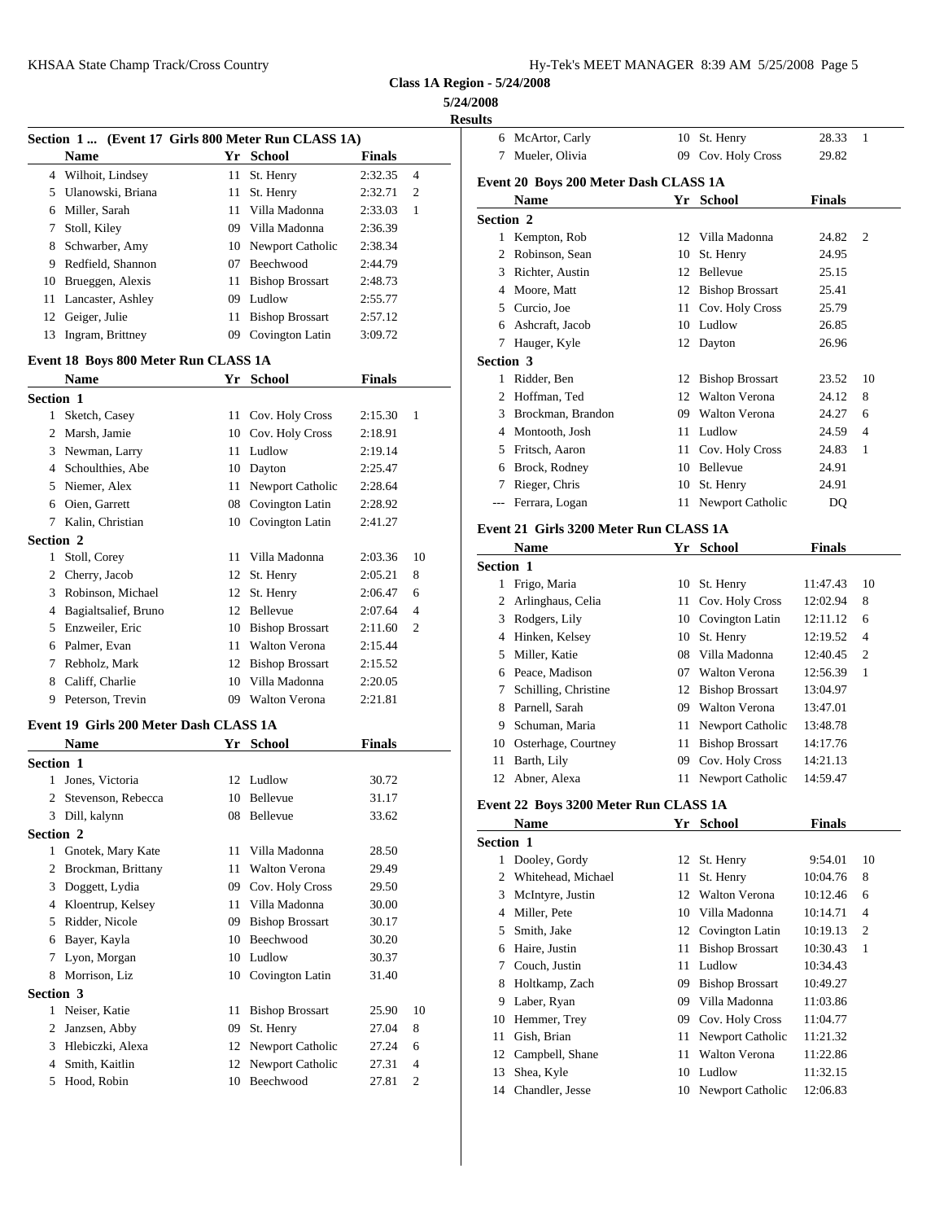**Class 1A Region - 5/24/2008**

**5/24/2008**

**Results**

### Section 1 ... (Event 17 Girls 800 Meter Run CLASS 1A)

| | Name | Yr | School | Finals | |
|---|---|---|---|---|---|
| 4 | Wilhoit, Lindsey | 11 | St. Henry | 2:32.35 | 4 |
| 5 | Ulanowski, Briana | 11 | St. Henry | 2:32.71 | 2 |
| 6 | Miller, Sarah | 11 | Villa Madonna | 2:33.03 | 1 |
| 7 | Stoll, Kiley | 09 | Villa Madonna | 2:36.39 | |
| 8 | Schwarber, Amy | 10 | Newport Catholic | 2:38.34 | |
| 9 | Redfield, Shannon | 07 | Beechwood | 2:44.79 | |
| 10 | Brueggen, Alexis | 11 | Bishop Brossart | 2:48.73 | |
| 11 | Lancaster, Ashley | 09 | Ludlow | 2:55.77 | |
| 12 | Geiger, Julie | 11 | Bishop Brossart | 2:57.12 | |
| 13 | Ingram, Brittney | 09 | Covington Latin | 3:09.72 | |

### Event 18 Boys 800 Meter Run CLASS 1A

| | Name | Yr | School | Finals | |
|---|---|---|---|---|---|
| **Section 1** | | | | | |
| 1 | Sketch, Casey | 11 | Cov. Holy Cross | 2:15.30 | 1 |
| 2 | Marsh, Jamie | 10 | Cov. Holy Cross | 2:18.91 | |
| 3 | Newman, Larry | 11 | Ludlow | 2:19.14 | |
| 4 | Schoulthies, Abe | 10 | Dayton | 2:25.47 | |
| 5 | Niemer, Alex | 11 | Newport Catholic | 2:28.64 | |
| 6 | Oien, Garrett | 08 | Covington Latin | 2:28.92 | |
| 7 | Kalin, Christian | 10 | Covington Latin | 2:41.27 | |
| **Section 2** | | | | | |
| 1 | Stoll, Corey | 11 | Villa Madonna | 2:03.36 | 10 |
| 2 | Cherry, Jacob | 12 | St. Henry | 2:05.21 | 8 |
| 3 | Robinson, Michael | 12 | St. Henry | 2:06.47 | 6 |
| 4 | Bagialtsalief, Bruno | 12 | Bellevue | 2:07.64 | 4 |
| 5 | Enzweiler, Eric | 10 | Bishop Brossart | 2:11.60 | 2 |
| 6 | Palmer, Evan | 11 | Walton Verona | 2:15.44 | |
| 7 | Rebholz, Mark | 12 | Bishop Brossart | 2:15.52 | |
| 8 | Califf, Charlie | 10 | Villa Madonna | 2:20.05 | |
| 9 | Peterson, Trevin | 09 | Walton Verona | 2:21.81 | |

### Event 19 Girls 200 Meter Dash CLASS 1A

| | Name | Yr | School | Finals | |
|---|---|---|---|---|---|
| **Section 1** | | | | | |
| 1 | Jones, Victoria | 12 | Ludlow | 30.72 | |
| 2 | Stevenson, Rebecca | 10 | Bellevue | 31.17 | |
| 3 | Dill, kalynn | 08 | Bellevue | 33.62 | |
| **Section 2** | | | | | |
| 1 | Gnotek, Mary Kate | 11 | Villa Madonna | 28.50 | |
| 2 | Brockman, Brittany | 11 | Walton Verona | 29.49 | |
| 3 | Doggett, Lydia | 09 | Cov. Holy Cross | 29.50 | |
| 4 | Kloentrup, Kelsey | 11 | Villa Madonna | 30.00 | |
| 5 | Ridder, Nicole | 09 | Bishop Brossart | 30.17 | |
| 6 | Bayer, Kayla | 10 | Beechwood | 30.20 | |
| 7 | Lyon, Morgan | 10 | Ludlow | 30.37 | |
| 8 | Morrison, Liz | 10 | Covington Latin | 31.40 | |
| **Section 3** | | | | | |
| 1 | Neiser, Katie | 11 | Bishop Brossart | 25.90 | 10 |
| 2 | Janzsen, Abby | 09 | St. Henry | 27.04 | 8 |
| 3 | Hlebiczki, Alexa | 12 | Newport Catholic | 27.24 | 6 |
| 4 | Smith, Kaitlin | 12 | Newport Catholic | 27.31 | 4 |
| 5 | Hood, Robin | 10 | Beechwood | 27.81 | 2 |
| 6 | McArtor, Carly | 10 | St. Henry | 28.33 | 1 |
| 7 | Mueler, Olivia | 09 | Cov. Holy Cross | 29.82 | |

### Event 20 Boys 200 Meter Dash CLASS 1A

| | Name | Yr | School | Finals | |
|---|---|---|---|---|---|
| **Section 2** | | | | | |
| 1 | Kempton, Rob | 12 | Villa Madonna | 24.82 | 2 |
| 2 | Robinson, Sean | 10 | St. Henry | 24.95 | |
| 3 | Richter, Austin | 12 | Bellevue | 25.15 | |
| 4 | Moore, Matt | 12 | Bishop Brossart | 25.41 | |
| 5 | Curcio, Joe | 11 | Cov. Holy Cross | 25.79 | |
| 6 | Ashcraft, Jacob | 10 | Ludlow | 26.85 | |
| 7 | Hauger, Kyle | 12 | Dayton | 26.96 | |
| **Section 3** | | | | | |
| 1 | Ridder, Ben | 12 | Bishop Brossart | 23.52 | 10 |
| 2 | Hoffman, Ted | 12 | Walton Verona | 24.12 | 8 |
| 3 | Brockman, Brandon | 09 | Walton Verona | 24.27 | 6 |
| 4 | Montooth, Josh | 11 | Ludlow | 24.59 | 4 |
| 5 | Fritsch, Aaron | 11 | Cov. Holy Cross | 24.83 | 1 |
| 6 | Brock, Rodney | 10 | Bellevue | 24.91 | |
| 7 | Rieger, Chris | 10 | St. Henry | 24.91 | |
| --- | Ferrara, Logan | 11 | Newport Catholic | DQ | |

### Event 21 Girls 3200 Meter Run CLASS 1A

| | Name | Yr | School | Finals | |
|---|---|---|---|---|---|
| **Section 1** | | | | | |
| 1 | Frigo, Maria | 10 | St. Henry | 11:47.43 | 10 |
| 2 | Arlinghaus, Celia | 11 | Cov. Holy Cross | 12:02.94 | 8 |
| 3 | Rodgers, Lily | 10 | Covington Latin | 12:11.12 | 6 |
| 4 | Hinken, Kelsey | 10 | St. Henry | 12:19.52 | 4 |
| 5 | Miller, Katie | 08 | Villa Madonna | 12:40.45 | 2 |
| 6 | Peace, Madison | 07 | Walton Verona | 12:56.39 | 1 |
| 7 | Schilling, Christine | 12 | Bishop Brossart | 13:04.97 | |
| 8 | Parnell, Sarah | 09 | Walton Verona | 13:47.01 | |
| 9 | Schuman, Maria | 11 | Newport Catholic | 13:48.78 | |
| 10 | Osterhage, Courtney | 11 | Bishop Brossart | 14:17.76 | |
| 11 | Barth, Lily | 09 | Cov. Holy Cross | 14:21.13 | |
| 12 | Abner, Alexa | 11 | Newport Catholic | 14:59.47 | |

### Event 22 Boys 3200 Meter Run CLASS 1A

| | Name | Yr | School | Finals | |
|---|---|---|---|---|---|
| **Section 1** | | | | | |
| 1 | Dooley, Gordy | 12 | St. Henry | 9:54.01 | 10 |
| 2 | Whitehead, Michael | 11 | St. Henry | 10:04.76 | 8 |
| 3 | McIntyre, Justin | 12 | Walton Verona | 10:12.46 | 6 |
| 4 | Miller, Pete | 10 | Villa Madonna | 10:14.71 | 4 |
| 5 | Smith, Jake | 12 | Covington Latin | 10:19.13 | 2 |
| 6 | Haire, Justin | 11 | Bishop Brossart | 10:30.43 | 1 |
| 7 | Couch, Justin | 11 | Ludlow | 10:34.43 | |
| 8 | Holtkamp, Zach | 09 | Bishop Brossart | 10:49.27 | |
| 9 | Laber, Ryan | 09 | Villa Madonna | 11:03.86 | |
| 10 | Hemmer, Trey | 09 | Cov. Holy Cross | 11:04.77 | |
| 11 | Gish, Brian | 11 | Newport Catholic | 11:21.32 | |
| 12 | Campbell, Shane | 11 | Walton Verona | 11:22.86 | |
| 13 | Shea, Kyle | 10 | Ludlow | 11:32.15 | |
| 14 | Chandler, Jesse | 10 | Newport Catholic | 12:06.83 | |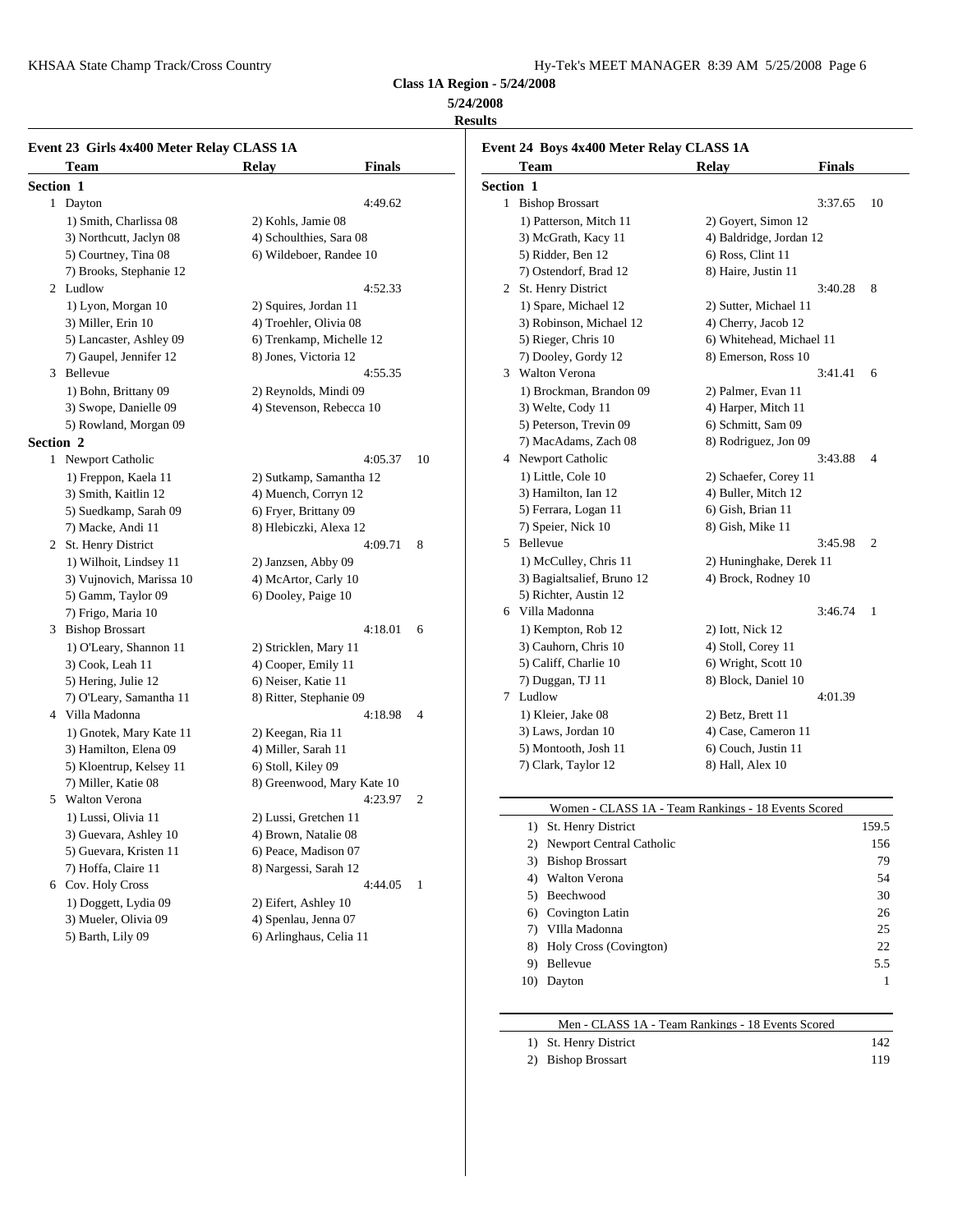**Class 1A Region - 5/24/2008**

**5/24/2008**

**Results**

### Event 23 Girls 4x400 Meter Relay CLASS 1A

| Team | Relay | Finals | |
|---|---|---|---|
| **Section 1** | | | |
| 1 Dayton | | 4:49.62 | |
| 1) Smith, Charlissa 08 | 2) Kohls, Jamie 08 | | |
| 3) Northcutt, Jaclyn 08 | 4) Schoulthies, Sara 08 | | |
| 5) Courtney, Tina 08 | 6) Wildeboer, Randee 10 | | |
| 7) Brooks, Stephanie 12 | | | |
| 2 Ludlow | | 4:52.33 | |
| 1) Lyon, Morgan 10 | 2) Squires, Jordan 11 | | |
| 3) Miller, Erin 10 | 4) Troehler, Olivia 08 | | |
| 5) Lancaster, Ashley 09 | 6) Trenkamp, Michelle 12 | | |
| 7) Gaupel, Jennifer 12 | 8) Jones, Victoria 12 | | |
| 3 Bellevue | | 4:55.35 | |
| 1) Bohn, Brittany 09 | 2) Reynolds, Mindi 09 | | |
| 3) Swope, Danielle 09 | 4) Stevenson, Rebecca 10 | | |
| 5) Rowland, Morgan 09 | | | |
| **Section 2** | | | |
| 1 Newport Catholic | | 4:05.37 | 10 |
| 1) Freppon, Kaela 11 | 2) Sutkamp, Samantha 12 | | |
| 3) Smith, Kaitlin 12 | 4) Muench, Corryn 12 | | |
| 5) Suedkamp, Sarah 09 | 6) Fryer, Brittany 09 | | |
| 7) Macke, Andi 11 | 8) Hlebiczki, Alexa 12 | | |
| 2 St. Henry District | | 4:09.71 | 8 |
| 1) Wilhoit, Lindsey 11 | 2) Janzsen, Abby 09 | | |
| 3) Vujnovich, Marissa 10 | 4) McArtor, Carly 10 | | |
| 5) Gamm, Taylor 09 | 6) Dooley, Paige 10 | | |
| 7) Frigo, Maria 10 | | | |
| 3 Bishop Brossart | | 4:18.01 | 6 |
| 1) O'Leary, Shannon 11 | 2) Stricklen, Mary 11 | | |
| 3) Cook, Leah 11 | 4) Cooper, Emily 11 | | |
| 5) Hering, Julie 12 | 6) Neiser, Katie 11 | | |
| 7) O'Leary, Samantha 11 | 8) Ritter, Stephanie 09 | | |
| 4 Villa Madonna | | 4:18.98 | 4 |
| 1) Gnotek, Mary Kate 11 | 2) Keegan, Ria 11 | | |
| 3) Hamilton, Elena 09 | 4) Miller, Sarah 11 | | |
| 5) Kloentrup, Kelsey 11 | 6) Stoll, Kiley 09 | | |
| 7) Miller, Katie 08 | 8) Greenwood, Mary Kate 10 | | |
| 5 Walton Verona | | 4:23.97 | 2 |
| 1) Lussi, Olivia 11 | 2) Lussi, Gretchen 11 | | |
| 3) Guevara, Ashley 10 | 4) Brown, Natalie 08 | | |
| 5) Guevara, Kristen 11 | 6) Peace, Madison 07 | | |
| 7) Hoffa, Claire 11 | 8) Nargessi, Sarah 12 | | |
| 6 Cov. Holy Cross | | 4:44.05 | 1 |
| 1) Doggett, Lydia 09 | 2) Eifert, Ashley 10 | | |
| 3) Mueler, Olivia 09 | 4) Spenlau, Jenna 07 | | |
| 5) Barth, Lily 09 | 6) Arlinghaus, Celia 11 | | |

### Event 24 Boys 4x400 Meter Relay CLASS 1A

| Team | Relay | Finals | |
|---|---|---|---|
| **Section 1** | | | |
| 1 Bishop Brossart | | 3:37.65 | 10 |
| 1) Patterson, Mitch 11 | 2) Goyert, Simon 12 | | |
| 3) McGrath, Kacy 11 | 4) Baldridge, Jordan 12 | | |
| 5) Ridder, Ben 12 | 6) Ross, Clint 11 | | |
| 7) Ostendorf, Brad 12 | 8) Haire, Justin 11 | | |
| 2 St. Henry District | | 3:40.28 | 8 |
| 1) Spare, Michael 12 | 2) Sutter, Michael 11 | | |
| 3) Robinson, Michael 12 | 4) Cherry, Jacob 12 | | |
| 5) Rieger, Chris 10 | 6) Whitehead, Michael 11 | | |
| 7) Dooley, Gordy 12 | 8) Emerson, Ross 10 | | |
| 3 Walton Verona | | 3:41.41 | 6 |
| 1) Brockman, Brandon 09 | 2) Palmer, Evan 11 | | |
| 3) Welte, Cody 11 | 4) Harper, Mitch 11 | | |
| 5) Peterson, Trevin 09 | 6) Schmitt, Sam 09 | | |
| 7) MacAdams, Zach 08 | 8) Rodriguez, Jon 09 | | |
| 4 Newport Catholic | | 3:43.88 | 4 |
| 1) Little, Cole 10 | 2) Schaefer, Corey 11 | | |
| 3) Hamilton, Ian 12 | 4) Buller, Mitch 12 | | |
| 5) Ferrara, Logan 11 | 6) Gish, Brian 11 | | |
| 7) Speier, Nick 10 | 8) Gish, Mike 11 | | |
| 5 Bellevue | | 3:45.98 | 2 |
| 1) McCulley, Chris 11 | 2) Huninghake, Derek 11 | | |
| 3) Bagialtsalief, Bruno 12 | 4) Brock, Rodney 10 | | |
| 5) Richter, Austin 12 | | | |
| 6 Villa Madonna | | 3:46.74 | 1 |
| 1) Kempton, Rob 12 | 2) Iott, Nick 12 | | |
| 3) Cauhorn, Chris 10 | 4) Stoll, Corey 11 | | |
| 5) Califf, Charlie 10 | 6) Wright, Scott 10 | | |
| 7) Duggan, TJ 11 | 8) Block, Daniel 10 | | |
| 7 Ludlow | | 4:01.39 | |
| 1) Kleier, Jake 08 | 2) Betz, Brett 11 | | |
| 3) Laws, Jordan 10 | 4) Case, Cameron 11 | | |
| 5) Montooth, Josh 11 | 6) Couch, Justin 11 | | |
| 7) Clark, Taylor 12 | 8) Hall, Alex 10 | | |

### Women - CLASS 1A - Team Rankings - 18 Events Scored

| | Team | Points |
|---|---|---|
| 1) | St. Henry District | 159.5 |
| 2) | Newport Central Catholic | 156 |
| 3) | Bishop Brossart | 79 |
| 4) | Walton Verona | 54 |
| 5) | Beechwood | 30 |
| 6) | Covington Latin | 26 |
| 7) | VIlla Madonna | 25 |
| 8) | Holy Cross (Covington) | 22 |
| 9) | Bellevue | 5.5 |
| 10) | Dayton | 1 |

### Men - CLASS 1A - Team Rankings - 18 Events Scored

| | Team | Points |
|---|---|---|
| 1) | St. Henry District | 142 |
| 2) | Bishop Brossart | 119 |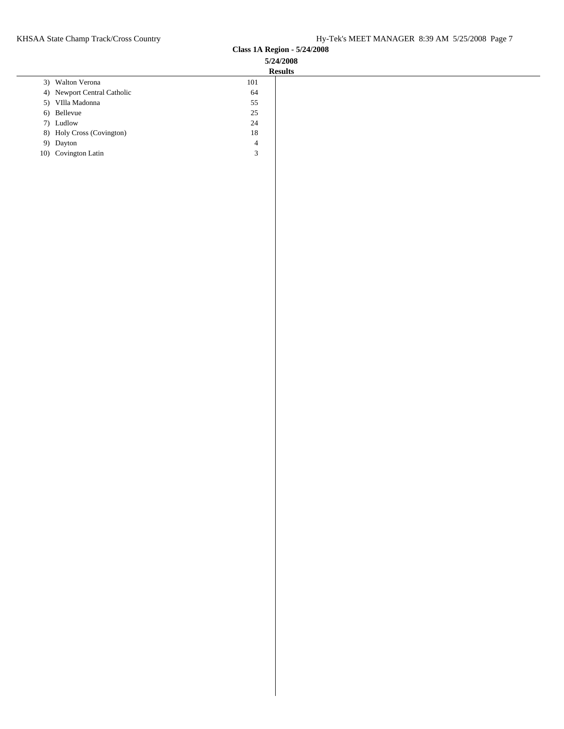## Class 1A Region - 5/24/2008

**5/24/2008**

**Results**

| | | |
|---|---|---|
| 3) | Walton Verona | 101 |
| 4) | Newport Central Catholic | 64 |
| 5) | VIlla Madonna | 55 |
| 6) | Bellevue | 25 |
| 7) | Ludlow | 24 |
| 8) | Holy Cross (Covington) | 18 |
| 9) | Dayton | 4 |
| 10) | Covington Latin | 3 |